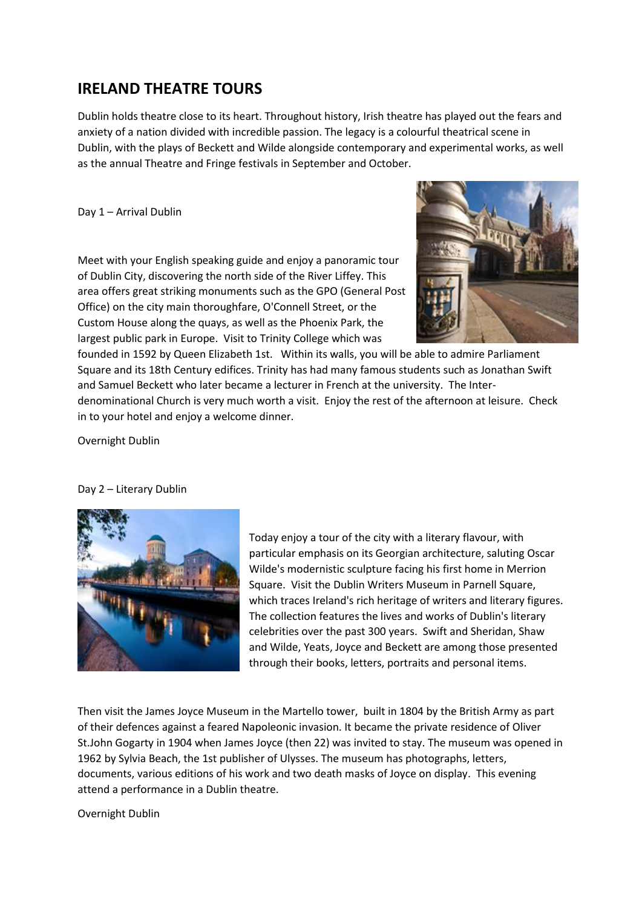# IRELAND THEATRE TOURS

Dublin holds theatre close to its heart. Throughout history, Irish theatre has played out the fears and anxiety of a nation divided with incredible passion. The legacy is a colourful theatrical scene in Dublin, with the plays of Beckett and Wilde alongside contemporary and experimental works, as well as the annual Theatre and Fringe festivals in September and October.

Day 1 – Arrival Dublin

Meet with your English speaking guide and enjoy a panoramic tour of Dublin City, discovering the north side of the River Liffey. This area offers great striking monuments such as the GPO (General Post Office) on the city main thoroughfare, O'Connell Street, or the Custom House along the quays, as well as the Phoenix Park, the largest public park in Europe. Visit to Trinity College which was founded in 1592 by Queen Elizabeth 1st. Within its walls, you will be able to admire Parliament Square and its 18th Century edifices. Trinity has had many famous students such as Jonathan Swift and Samuel Beckett who later became a lecturer in French at the university. The Inter-denominational Church is very much worth a visit. Enjoy the rest of the afternoon at leisure. Check in to your hotel and enjoy a welcome dinner.

Overnight Dublin

Day 2 – Literary Dublin

Today enjoy a tour of the city with a literary flavour, with particular emphasis on its Georgian architecture, saluting Oscar Wilde's modernistic sculpture facing his first home in Merrion Square. Visit the Dublin Writers Museum in Parnell Square, which traces Ireland's rich heritage of writers and literary figures. The collection features the lives and works of Dublin's literary celebrities over the past 300 years. Swift and Sheridan, Shaw and Wilde, Yeats, Joyce and Beckett are among those presented through their books, letters, portraits and personal items.

Then visit the James Joyce Museum in the Martello tower, built in 1804 by the British Army as part of their defences against a feared Napoleonic invasion. It became the private residence of Oliver St.John Gogarty in 1904 when James Joyce (then 22) was invited to stay. The museum was opened in 1962 by Sylvia Beach, the 1st publisher of Ulysses. The museum has photographs, letters, documents, various editions of his work and two death masks of Joyce on display. This evening attend a performance in a Dublin theatre.

Overnight Dublin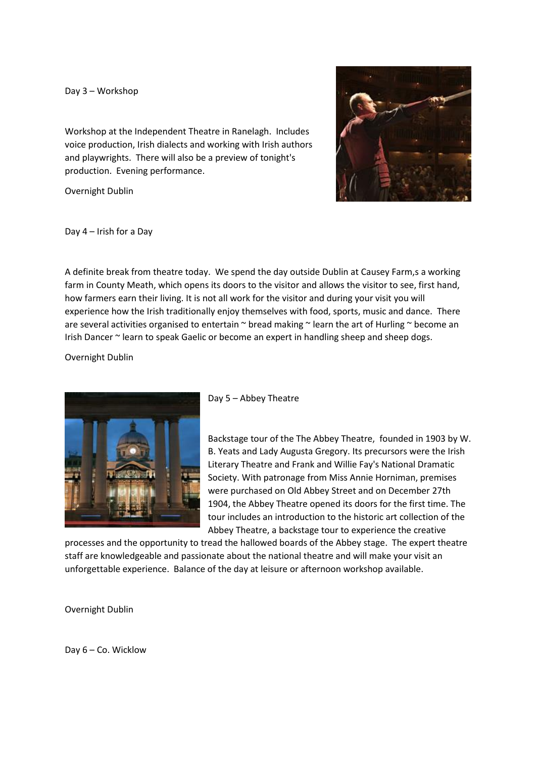Day 3 – Workshop

Workshop at the Independent Theatre in Ranelagh. Includes voice production, Irish dialects and working with Irish authors and playwrights. There will also be a preview of tonight's production. Evening performance.

Overnight Dublin

Day 4 – Irish for a Day

A definite break from theatre today. We spend the day outside Dublin at Causey Farm,s a working farm in County Meath, which opens its doors to the visitor and allows the visitor to see, first hand, how farmers earn their living. It is not all work for the visitor and during your visit you will experience how the Irish traditionally enjoy themselves with food, sports, music and dance. There are several activities organised to entertain ~ bread making ~ learn the art of Hurling ~ become an Irish Dancer ~ learn to speak Gaelic or become an expert in handling sheep and sheep dogs.

Overnight Dublin

Day 5 – Abbey Theatre

Backstage tour of the The Abbey Theatre, founded in 1903 by W. B. Yeats and Lady Augusta Gregory. Its precursors were the Irish Literary Theatre and Frank and Willie Fay's National Dramatic Society. With patronage from Miss Annie Horniman, premises were purchased on Old Abbey Street and on December 27th 1904, the Abbey Theatre opened its doors for the first time. The tour includes an introduction to the historic art collection of the Abbey Theatre, a backstage tour to experience the creative processes and the opportunity to tread the hallowed boards of the Abbey stage. The expert theatre staff are knowledgeable and passionate about the national theatre and will make your visit an unforgettable experience. Balance of the day at leisure or afternoon workshop available.

Overnight Dublin

Day 6 – Co. Wicklow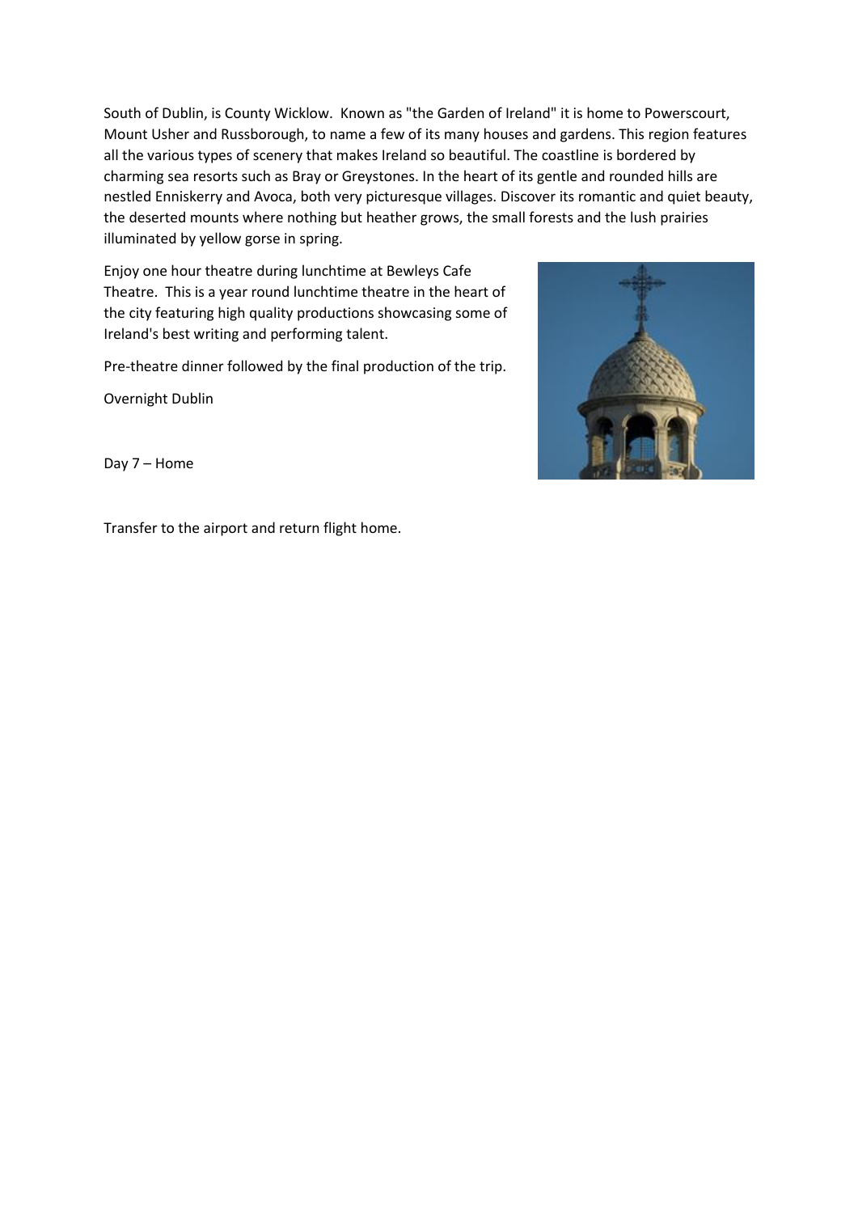South of Dublin, is County Wicklow. Known as "the Garden of Ireland" it is home to Powerscourt, Mount Usher and Russborough, to name a few of its many houses and gardens. This region features all the various types of scenery that makes Ireland so beautiful. The coastline is bordered by charming sea resorts such as Bray or Greystones. In the heart of its gentle and rounded hills are nestled Enniskerry and Avoca, both very picturesque villages. Discover its romantic and quiet beauty, the deserted mounts where nothing but heather grows, the small forests and the lush prairies illuminated by yellow gorse in spring.

Enjoy one hour theatre during lunchtime at Bewleys Cafe Theatre. This is a year round lunchtime theatre in the heart of the city featuring high quality productions showcasing some of Ireland's best writing and performing talent.

Pre-theatre dinner followed by the final production of the trip.

Overnight Dublin

Day 7 – Home

Transfer to the airport and return flight home.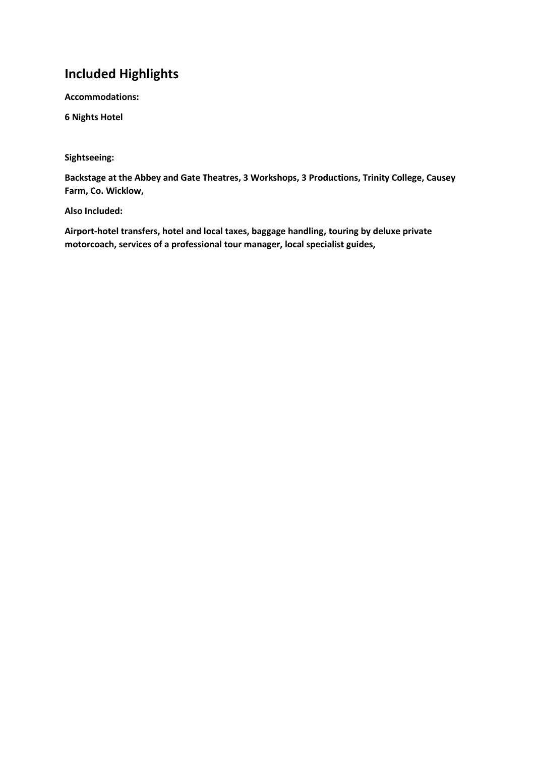## Included Highlights

**Accommodations:**

**6 Nights Hotel**

**Sightseeing:**

**Backstage at the Abbey and Gate Theatres, 3 Workshops, 3 Productions, Trinity College, Causey Farm, Co. Wicklow,**

**Also Included:**

**Airport-hotel transfers, hotel and local taxes, baggage handling, touring by deluxe private motorcoach, services of a professional tour manager, local specialist guides,**